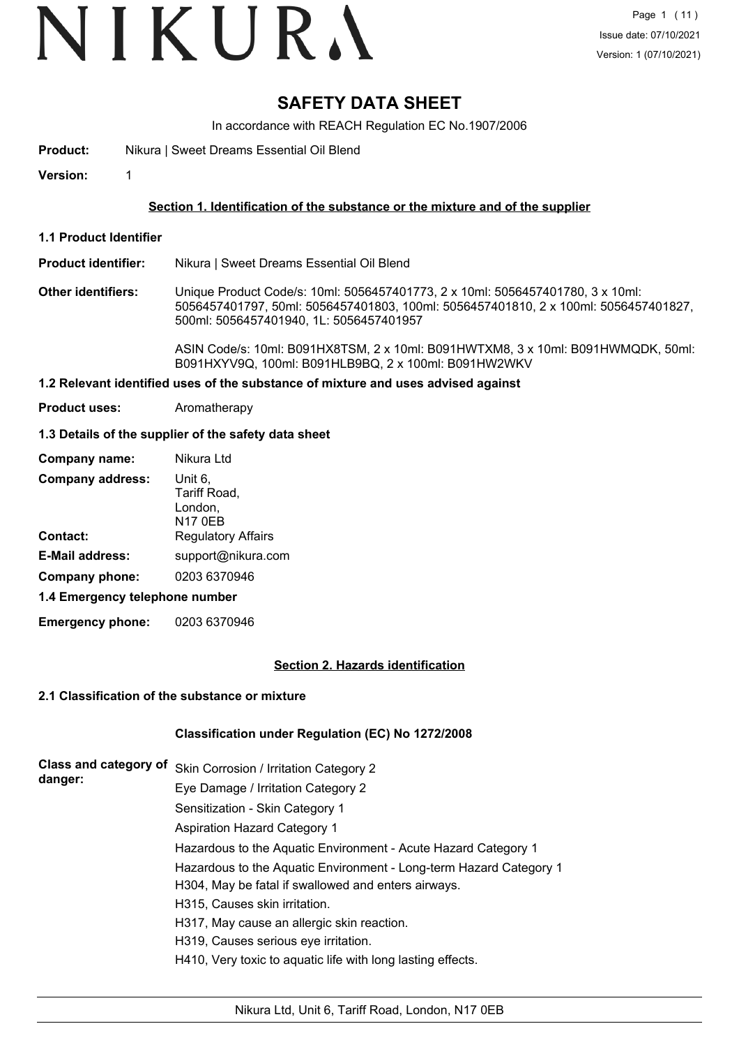# SAFETY DATA SHEET

In accordance with REACH Regulation EC No.1907/2006

**Product:** Nikura | Sweet Dreams Essential Oil Blend

**Version:** 1

## Section 1. Identification of the substance or the mixture and of the supplier

### 1.1 Product Identifier

**Product identifier:** Nikura | Sweet Dreams Essential Oil Blend

**Other identifiers:** Unique Product Code/s: 10ml: 5056457401773, 2 x 10ml: 5056457401780, 3 x 10ml: 5056457401797, 50ml: 5056457401803, 100ml: 5056457401810, 2 x 100ml: 5056457401827, 500ml: 5056457401940, 1L: 5056457401957

ASIN Code/s: 10ml: B091HX8TSM, 2 x 10ml: B091HWTXM8, 3 x 10ml: B091HWMQDK, 50ml: B091HXYV9Q, 100ml: B091HLB9BQ, 2 x 100ml: B091HW2WKV

### 1.2 Relevant identified uses of the substance of mixture and uses advised against

**Product uses:** Aromatherapy

### 1.3 Details of the supplier of the safety data sheet

**Company name:** Nikura Ltd

**Company address:** Unit 6, Tariff Road, London, N17 0EB

**Contact:** Regulatory Affairs

**E-Mail address:** support@nikura.com

**Company phone:** 0203 6370946

### 1.4 Emergency telephone number

**Emergency phone:** 0203 6370946

## Section 2. Hazards identification

### 2.1 Classification of the substance or mixture

**Classification under Regulation (EC) No 1272/2008**

**Class and category of danger:**

Skin Corrosion / Irritation Category 2
Eye Damage / Irritation Category 2
Sensitization - Skin Category 1
Aspiration Hazard Category 1
Hazardous to the Aquatic Environment - Acute Hazard Category 1
Hazardous to the Aquatic Environment - Long-term Hazard Category 1

H304, May be fatal if swallowed and enters airways.
H315, Causes skin irritation.
H317, May cause an allergic skin reaction.
H319, Causes serious eye irritation.
H410, Very toxic to aquatic life with long lasting effects.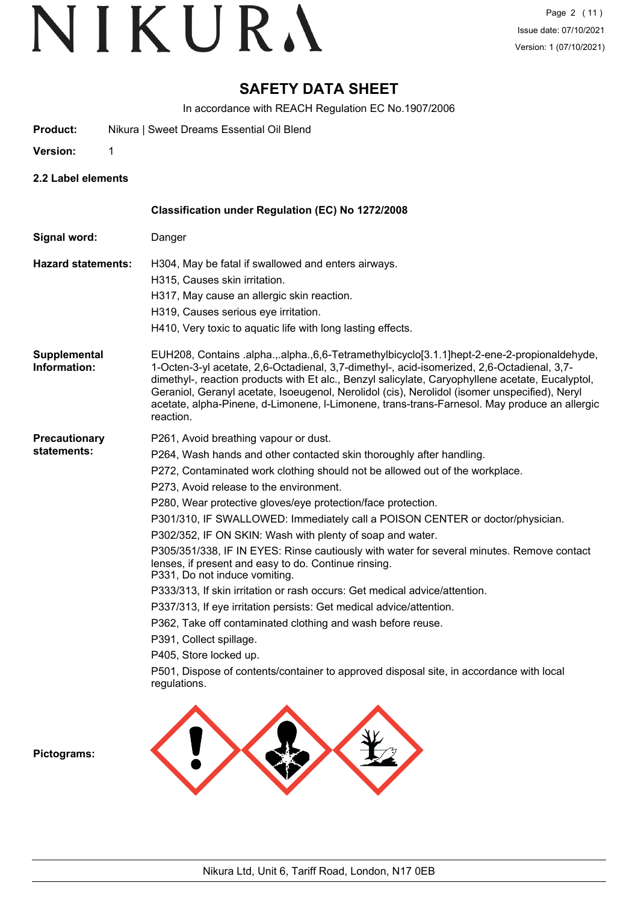# SAFETY DATA SHEET

In accordance with REACH Regulation EC No.1907/2006

**Product:** Nikura | Sweet Dreams Essential Oil Blend

**Version:** 1

## 2.2 Label elements

**Classification under Regulation (EC) No 1272/2008**

**Signal word:** Danger

**Hazard statements:**

H304, May be fatal if swallowed and enters airways.

H315, Causes skin irritation.

H317, May cause an allergic skin reaction.

H319, Causes serious eye irritation.

H410, Very toxic to aquatic life with long lasting effects.

**Supplemental Information:**

EUH208, Contains .alpha.,.alpha.,6,6-Tetramethylbicyclo[3.1.1]hept-2-ene-2-propionaldehyde, 1-Octen-3-yl acetate, 2,6-Octadienal, 3,7-dimethyl-, acid-isomerized, 2,6-Octadienal, 3,7-dimethyl-, reaction products with Et alc., Benzyl salicylate, Caryophyllene acetate, Eucalyptol, Geraniol, Geranyl acetate, Isoeugenol, Nerolidol (cis), Nerolidol (isomer unspecified), Neryl acetate, alpha-Pinene, d-Limonene, l-Limonene, trans-trans-Farnesol. May produce an allergic reaction.

**Precautionary statements:**

P261, Avoid breathing vapour or dust.

P264, Wash hands and other contacted skin thoroughly after handling.

P272, Contaminated work clothing should not be allowed out of the workplace.

P273, Avoid release to the environment.

P280, Wear protective gloves/eye protection/face protection.

P301/310, IF SWALLOWED: Immediately call a POISON CENTER or doctor/physician.

P302/352, IF ON SKIN: Wash with plenty of soap and water.

P305/351/338, IF IN EYES: Rinse cautiously with water for several minutes. Remove contact lenses, if present and easy to do. Continue rinsing.

P331, Do not induce vomiting.

P333/313, If skin irritation or rash occurs: Get medical advice/attention.

P337/313, If eye irritation persists: Get medical advice/attention.

P362, Take off contaminated clothing and wash before reuse.

P391, Collect spillage.

P405, Store locked up.

P501, Dispose of contents/container to approved disposal site, in accordance with local regulations.

**Pictograms:**

Nikura Ltd, Unit 6, Tariff Road, London, N17 0EB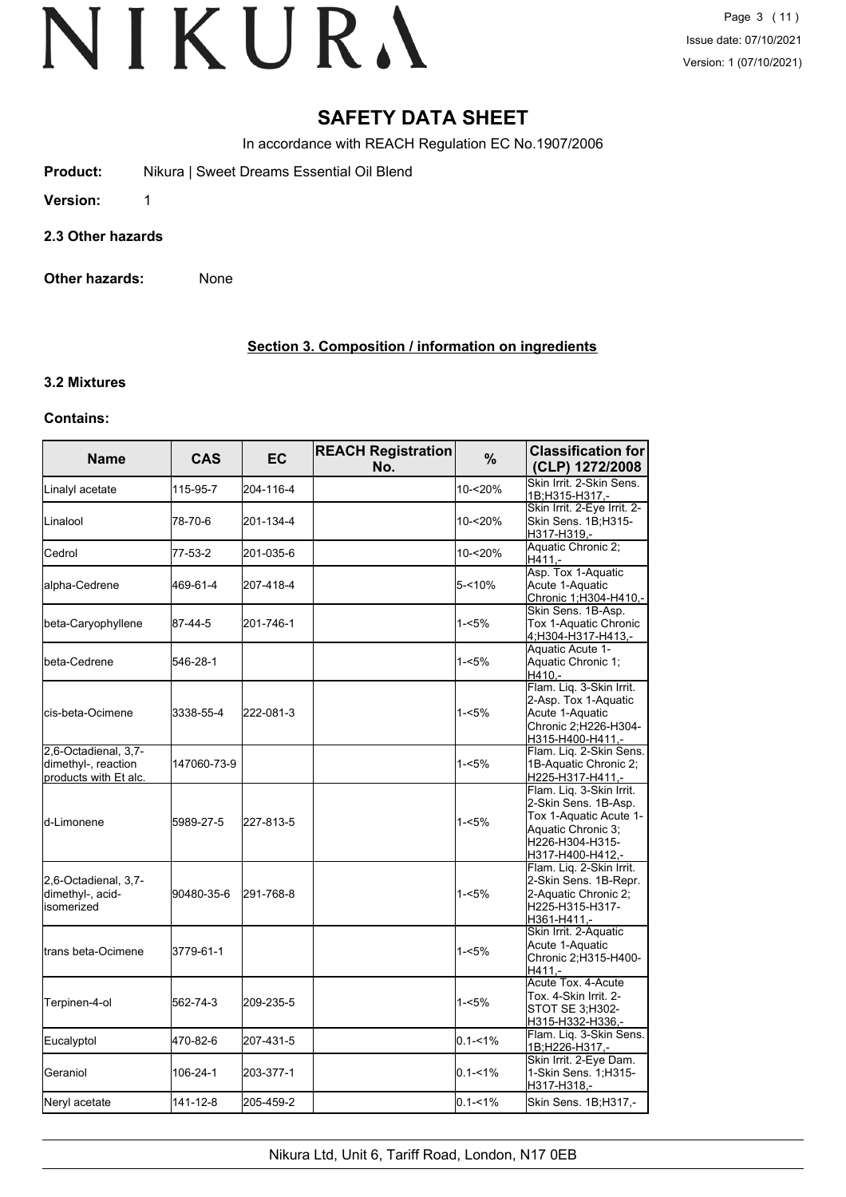# SAFETY DATA SHEET

In accordance with REACH Regulation EC No.1907/2006

**Product:** Nikura | Sweet Dreams Essential Oil Blend

**Version:** 1

### 2.3 Other hazards

**Other hazards:** None

## Section 3. Composition / information on ingredients

### 3.2 Mixtures

**Contains:**

| Name | CAS | EC | REACH Registration No. | % | Classification for (CLP) 1272/2008 |
|---|---|---|---|---|---|
| Linalyl acetate | 115-95-7 | 204-116-4 | | 10-<20% | Skin Irrit. 2-Skin Sens. 1B;H315-H317,- |
| Linalool | 78-70-6 | 201-134-4 | | 10-<20% | Skin Irrit. 2-Eye Irrit. 2-Skin Sens. 1B;H315-H317-H319,- |
| Cedrol | 77-53-2 | 201-035-6 | | 10-<20% | Aquatic Chronic 2; H411,- |
| alpha-Cedrene | 469-61-4 | 207-418-4 | | 5-<10% | Asp. Tox 1-Aquatic Acute 1-Aquatic Chronic 1;H304-H410,- |
| beta-Caryophyllene | 87-44-5 | 201-746-1 | | 1-<5% | Skin Sens. 1B-Asp. Tox 1-Aquatic Chronic 4;H304-H317-H413,- |
| beta-Cedrene | 546-28-1 | | | 1-<5% | Aquatic Acute 1-Aquatic Chronic 1; H410,- |
| cis-beta-Ocimene | 3338-55-4 | 222-081-3 | | 1-<5% | Flam. Liq. 3-Skin Irrit. 2-Asp. Tox 1-Aquatic Acute 1-Aquatic Chronic 2;H226-H304-H315-H400-H411,- |
| 2,6-Octadienal, 3,7-dimethyl-, reaction products with Et alc. | 147060-73-9 | | | 1-<5% | Flam. Liq. 2-Skin Sens. 1B-Aquatic Chronic 2; H225-H317-H411,- |
| d-Limonene | 5989-27-5 | 227-813-5 | | 1-<5% | Flam. Liq. 3-Skin Irrit. 2-Skin Sens. 1B-Asp. Tox 1-Aquatic Acute 1-Aquatic Chronic 3; H226-H304-H315-H317-H400-H412,- |
| 2,6-Octadienal, 3,7-dimethyl-, acid-isomerized | 90480-35-6 | 291-768-8 | | 1-<5% | Flam. Liq. 2-Skin Irrit. 2-Skin Sens. 1B-Repr. 2-Aquatic Chronic 2; H225-H315-H317-H361-H411,- |
| trans beta-Ocimene | 3779-61-1 | | | 1-<5% | Skin Irrit. 2-Aquatic Acute 1-Aquatic Chronic 2;H315-H400-H411,- |
| Terpinen-4-ol | 562-74-3 | 209-235-5 | | 1-<5% | Acute Tox. 4-Acute Tox. 4-Skin Irrit. 2-STOT SE 3;H302-H315-H332-H336,- |
| Eucalyptol | 470-82-6 | 207-431-5 | | 0.1-<1% | Flam. Liq. 3-Skin Sens. 1B;H226-H317,- |
| Geraniol | 106-24-1 | 203-377-1 | | 0.1-<1% | Skin Irrit. 2-Eye Dam. 1-Skin Sens. 1;H315-H317-H318,- |
| Neryl acetate | 141-12-8 | 205-459-2 | | 0.1-<1% | Skin Sens. 1B;H317,- |

Nikura Ltd, Unit 6, Tariff Road, London, N17 0EB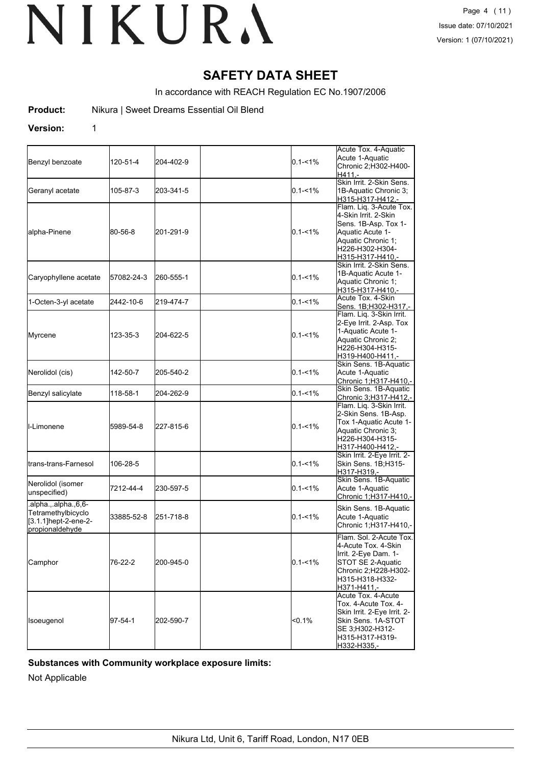# SAFETY DATA SHEET

In accordance with REACH Regulation EC No.1907/2006

**Product:** Nikura | Sweet Dreams Essential Oil Blend

**Version:** 1

| | | | | | |
|---|---|---|---|---|---|
| Benzyl benzoate | 120-51-4 | 204-402-9 | | 0.1-<1% | Acute Tox. 4-Aquatic Acute 1-Aquatic Chronic 2;H302-H400-H411,- |
| Geranyl acetate | 105-87-3 | 203-341-5 | | 0.1-<1% | Skin Irrit. 2-Skin Sens. 1B-Aquatic Chronic 3;H315-H317-H412,- |
| alpha-Pinene | 80-56-8 | 201-291-9 | | 0.1-<1% | Flam. Liq. 3-Acute Tox. 4-Skin Irrit. 2-Skin Sens. 1B-Asp. Tox 1-Aquatic Acute 1-Aquatic Chronic 1;H226-H302-H304-H315-H317-H410,- |
| Caryophyllene acetate | 57082-24-3 | 260-555-1 | | 0.1-<1% | Skin Irrit. 2-Skin Sens. 1B-Aquatic Acute 1-Aquatic Chronic 1;H315-H317-H410,- |
| 1-Octen-3-yl acetate | 2442-10-6 | 219-474-7 | | 0.1-<1% | Acute Tox. 4-Skin Sens. 1B;H302-H317,- |
| Myrcene | 123-35-3 | 204-622-5 | | 0.1-<1% | Flam. Liq. 3-Skin Irrit. 2-Eye Irrit. 2-Asp. Tox 1-Aquatic Acute 1-Aquatic Chronic 2;H226-H304-H315-H319-H400-H411,- |
| Nerolidol (cis) | 142-50-7 | 205-540-2 | | 0.1-<1% | Skin Sens. 1B-Aquatic Acute 1-Aquatic Chronic 1;H317-H410,- |
| Benzyl salicylate | 118-58-1 | 204-262-9 | | 0.1-<1% | Skin Sens. 1B-Aquatic Chronic 3;H317-H412,- |
| l-Limonene | 5989-54-8 | 227-815-6 | | 0.1-<1% | Flam. Liq. 3-Skin Irrit. 2-Skin Sens. 1B-Asp. Tox 1-Aquatic Acute 1-Aquatic Chronic 3;H226-H304-H315-H317-H400-H412,- |
| trans-trans-Farnesol | 106-28-5 | | | 0.1-<1% | Skin Irrit. 2-Eye Irrit. 2-Skin Sens. 1B;H315-H317-H319,- |
| Nerolidol (isomer unspecified) | 7212-44-4 | 230-597-5 | | 0.1-<1% | Skin Sens. 1B-Aquatic Acute 1-Aquatic Chronic 1;H317-H410,- |
| .alpha.,.alpha.,6,6-Tetramethylbicyclo [3.1.1]hept-2-ene-2-propionaldehyde | 33885-52-8 | 251-718-8 | | 0.1-<1% | Skin Sens. 1B-Aquatic Acute 1-Aquatic Chronic 1;H317-H410,- |
| Camphor | 76-22-2 | 200-945-0 | | 0.1-<1% | Flam. Sol. 2-Acute Tox. 4-Acute Tox. 4-Skin Irrit. 2-Eye Dam. 1-STOT SE 2-Aquatic Chronic 2;H228-H302-H315-H318-H332-H371-H411,- |
| Isoeugenol | 97-54-1 | 202-590-7 | | <0.1% | Acute Tox. 4-Acute Tox. 4-Acute Tox. 4-Skin Irrit. 2-Eye Irrit. 2-Skin Sens. 1A-STOT SE 3;H302-H312-H315-H317-H319-H332-H335,- |

**Substances with Community workplace exposure limits:**

Not Applicable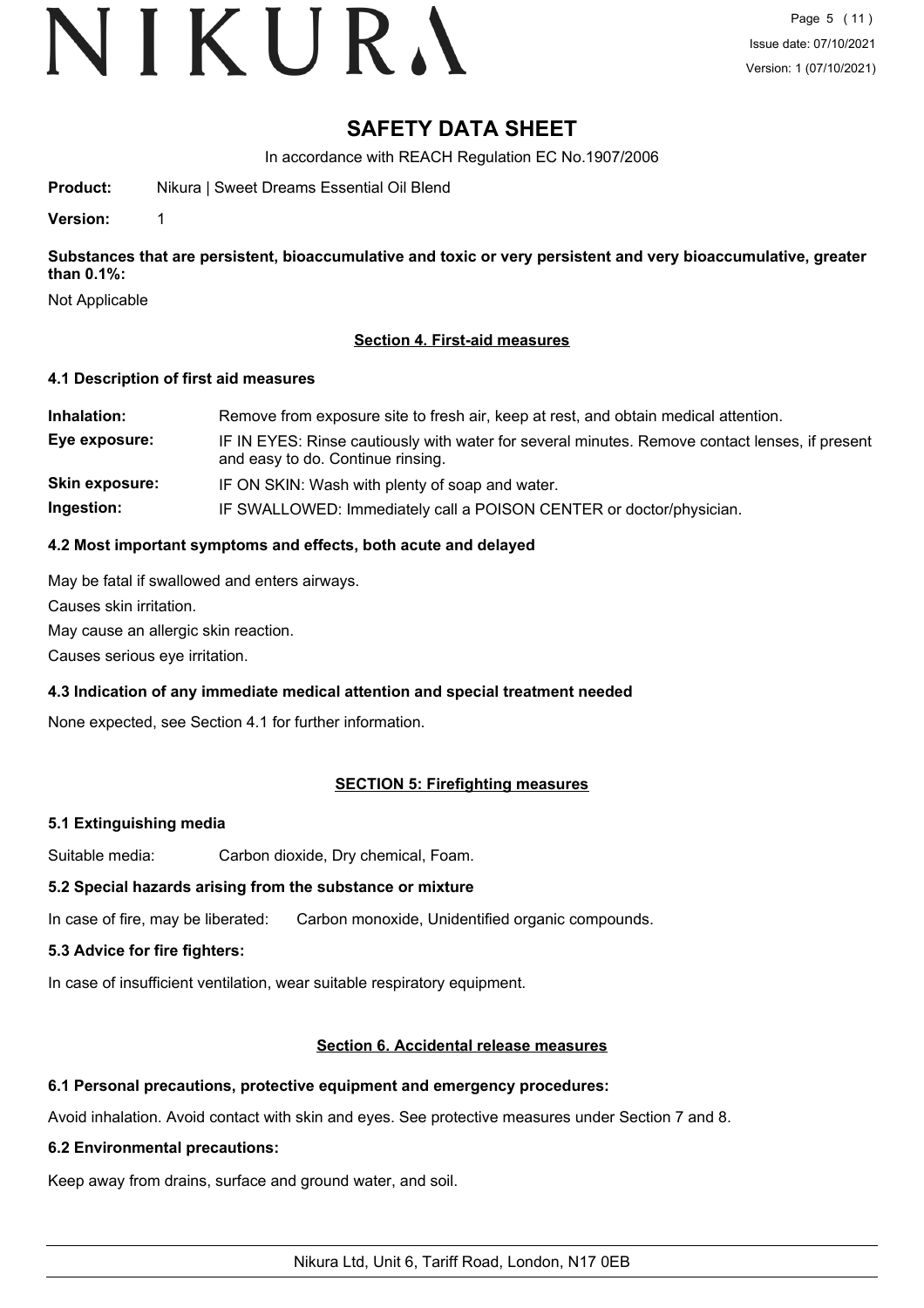**Substances that are persistent, bioaccumulative and toxic or very persistent and very bioaccumulative, greater than 0.1%:**

Not Applicable

## Section 4. First-aid measures

### 4.1 Description of first aid measures

| | |
|---|---|
| **Inhalation:** | Remove from exposure site to fresh air, keep at rest, and obtain medical attention. |
| **Eye exposure:** | IF IN EYES: Rinse cautiously with water for several minutes. Remove contact lenses, if present and easy to do. Continue rinsing. |
| **Skin exposure:** | IF ON SKIN: Wash with plenty of soap and water. |
| **Ingestion:** | IF SWALLOWED: Immediately call a POISON CENTER or doctor/physician. |

### 4.2 Most important symptoms and effects, both acute and delayed

May be fatal if swallowed and enters airways.

Causes skin irritation.

May cause an allergic skin reaction.

Causes serious eye irritation.

### 4.3 Indication of any immediate medical attention and special treatment needed

None expected, see Section 4.1 for further information.

## SECTION 5: Firefighting measures

### 5.1 Extinguishing media

Suitable media: Carbon dioxide, Dry chemical, Foam.

### 5.2 Special hazards arising from the substance or mixture

In case of fire, may be liberated: Carbon monoxide, Unidentified organic compounds.

### 5.3 Advice for fire fighters:

In case of insufficient ventilation, wear suitable respiratory equipment.

## Section 6. Accidental release measures

### 6.1 Personal precautions, protective equipment and emergency procedures:

Avoid inhalation. Avoid contact with skin and eyes. See protective measures under Section 7 and 8.

### 6.2 Environmental precautions:

Keep away from drains, surface and ground water, and soil.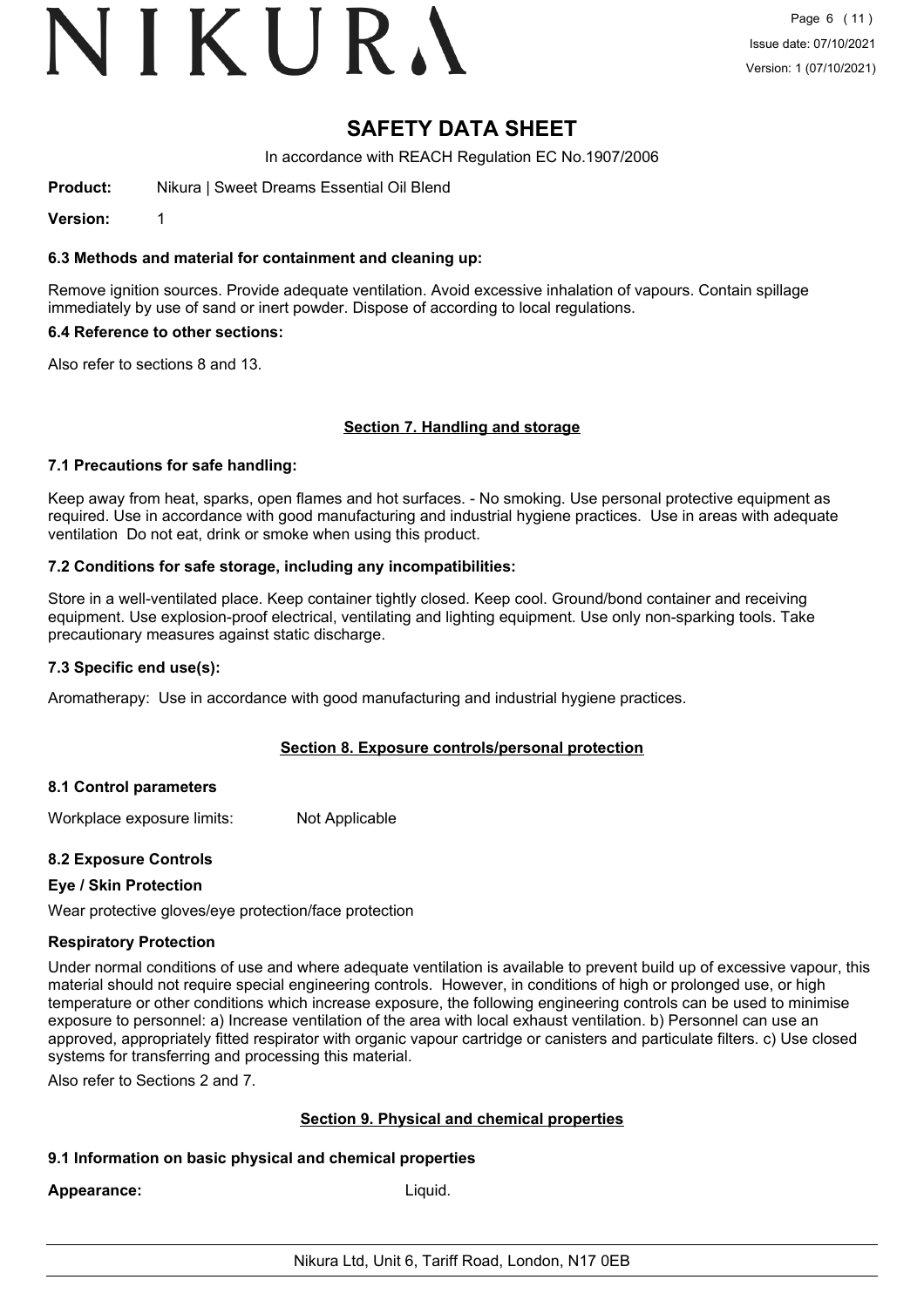# SAFETY DATA SHEET

In accordance with REACH Regulation EC No.1907/2006

**Product:** Nikura | Sweet Dreams Essential Oil Blend

**Version:** 1

### 6.3 Methods and material for containment and cleaning up:

Remove ignition sources. Provide adequate ventilation. Avoid excessive inhalation of vapours. Contain spillage immediately by use of sand or inert powder. Dispose of according to local regulations.

### 6.4 Reference to other sections:

Also refer to sections 8 and 13.

## Section 7. Handling and storage

### 7.1 Precautions for safe handling:

Keep away from heat, sparks, open flames and hot surfaces. - No smoking. Use personal protective equipment as required. Use in accordance with good manufacturing and industrial hygiene practices. Use in areas with adequate ventilation Do not eat, drink or smoke when using this product.

### 7.2 Conditions for safe storage, including any incompatibilities:

Store in a well-ventilated place. Keep container tightly closed. Keep cool. Ground/bond container and receiving equipment. Use explosion-proof electrical, ventilating and lighting equipment. Use only non-sparking tools. Take precautionary measures against static discharge.

### 7.3 Specific end use(s):

Aromatherapy: Use in accordance with good manufacturing and industrial hygiene practices.

## Section 8. Exposure controls/personal protection

### 8.1 Control parameters

Workplace exposure limits: Not Applicable

### 8.2 Exposure Controls

#### Eye / Skin Protection

Wear protective gloves/eye protection/face protection

#### Respiratory Protection

Under normal conditions of use and where adequate ventilation is available to prevent build up of excessive vapour, this material should not require special engineering controls. However, in conditions of high or prolonged use, or high temperature or other conditions which increase exposure, the following engineering controls can be used to minimise exposure to personnel: a) Increase ventilation of the area with local exhaust ventilation. b) Personnel can use an approved, appropriately fitted respirator with organic vapour cartridge or canisters and particulate filters. c) Use closed systems for transferring and processing this material.

Also refer to Sections 2 and 7.

## Section 9. Physical and chemical properties

### 9.1 Information on basic physical and chemical properties

**Appearance:** Liquid.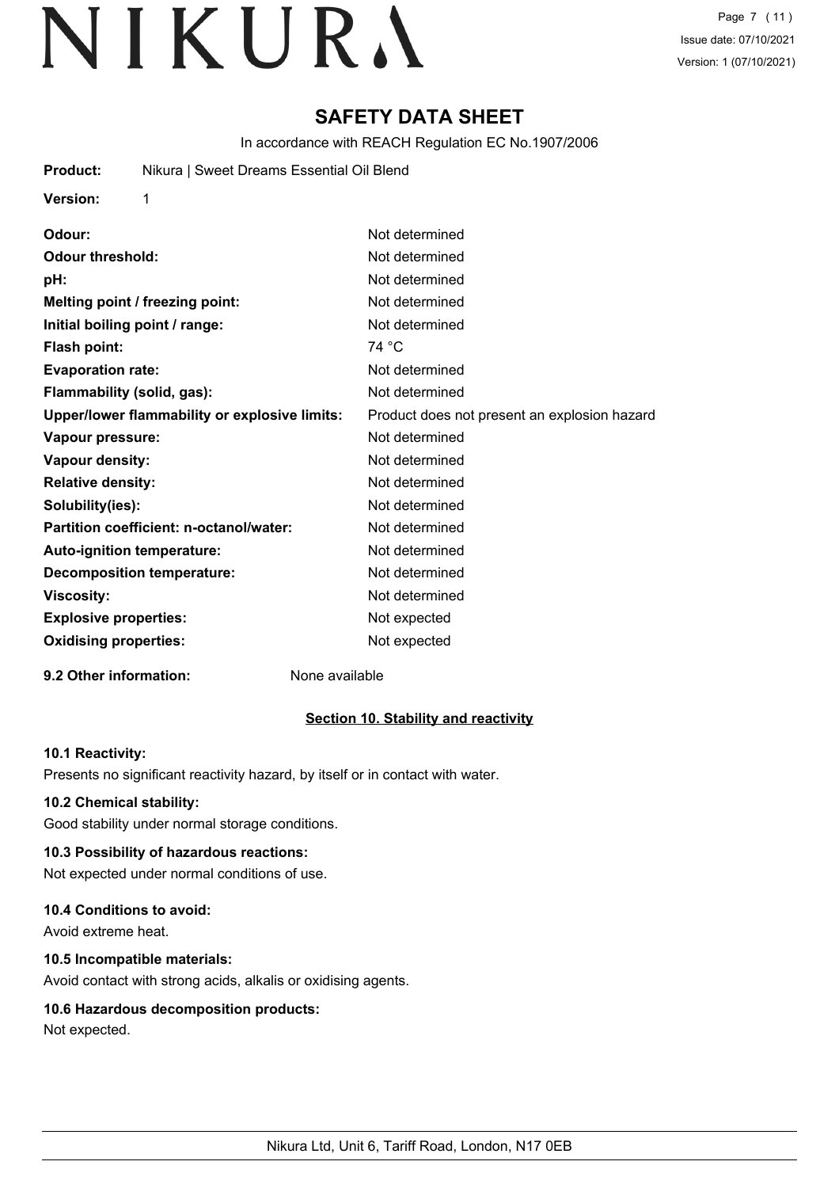# SAFETY DATA SHEET

In accordance with REACH Regulation EC No.1907/2006

**Product:** Nikura | Sweet Dreams Essential Oil Blend

**Version:** 1

| | |
|---|---|
| **Odour:** | Not determined |
| **Odour threshold:** | Not determined |
| **pH:** | Not determined |
| **Melting point / freezing point:** | Not determined |
| **Initial boiling point / range:** | Not determined |
| **Flash point:** | 74 °C |
| **Evaporation rate:** | Not determined |
| **Flammability (solid, gas):** | Not determined |
| **Upper/lower flammability or explosive limits:** | Product does not present an explosion hazard |
| **Vapour pressure:** | Not determined |
| **Vapour density:** | Not determined |
| **Relative density:** | Not determined |
| **Solubility(ies):** | Not determined |
| **Partition coefficient: n-octanol/water:** | Not determined |
| **Auto-ignition temperature:** | Not determined |
| **Decomposition temperature:** | Not determined |
| **Viscosity:** | Not determined |
| **Explosive properties:** | Not expected |
| **Oxidising properties:** | Not expected |

**9.2 Other information:** None available

## Section 10. Stability and reactivity

### 10.1 Reactivity:

Presents no significant reactivity hazard, by itself or in contact with water.

### 10.2 Chemical stability:

Good stability under normal storage conditions.

### 10.3 Possibility of hazardous reactions:

Not expected under normal conditions of use.

### 10.4 Conditions to avoid:

Avoid extreme heat.

### 10.5 Incompatible materials:

Avoid contact with strong acids, alkalis or oxidising agents.

### 10.6 Hazardous decomposition products:

Not expected.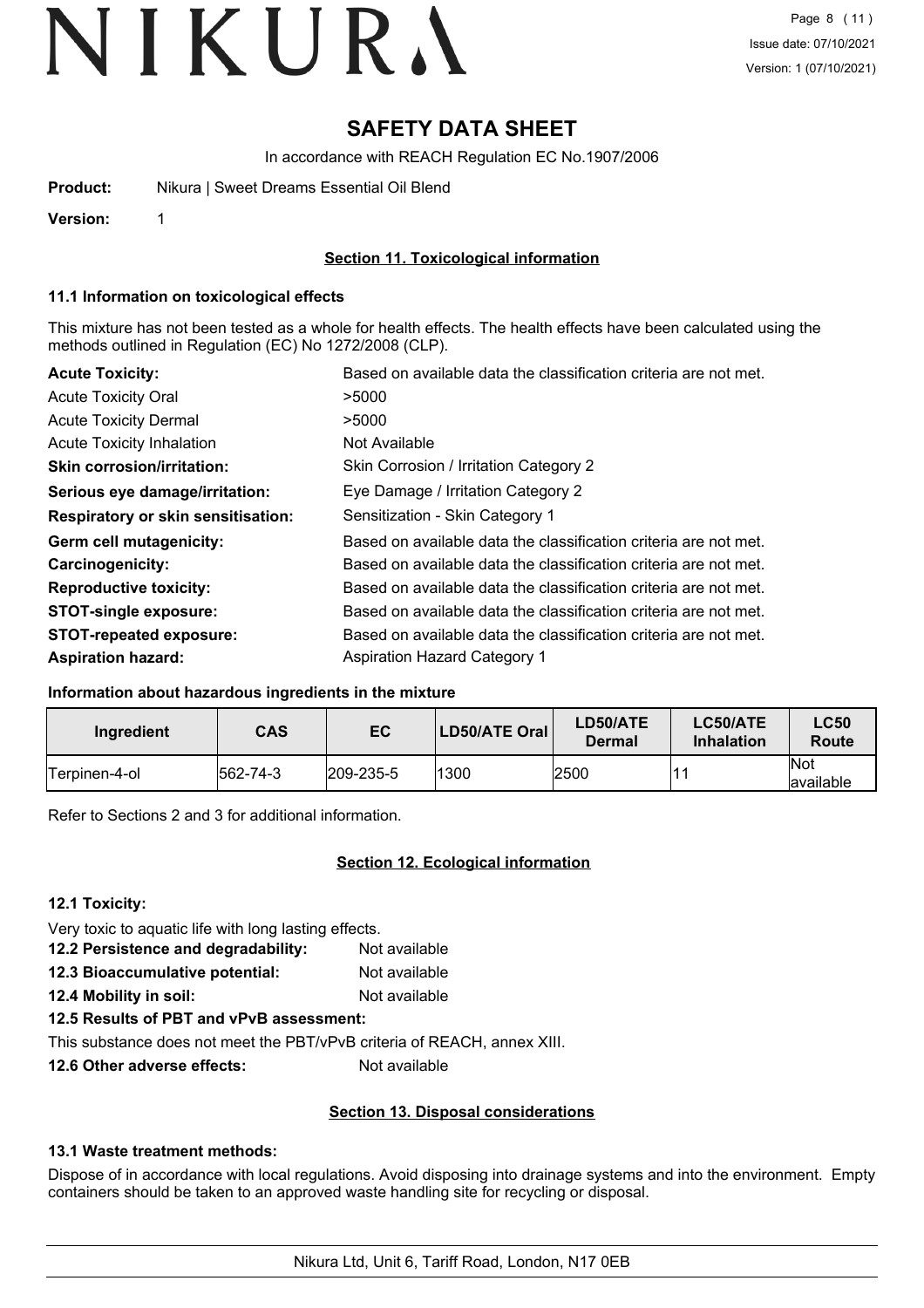# SAFETY DATA SHEET

In accordance with REACH Regulation EC No.1907/2006

**Product:** Nikura | Sweet Dreams Essential Oil Blend

**Version:** 1

## Section 11. Toxicological information

### 11.1 Information on toxicological effects

This mixture has not been tested as a whole for health effects. The health effects have been calculated using the methods outlined in Regulation (EC) No 1272/2008 (CLP).

| | |
|---|---|
| **Acute Toxicity:** | Based on available data the classification criteria are not met. |
| Acute Toxicity Oral | >5000 |
| Acute Toxicity Dermal | >5000 |
| Acute Toxicity Inhalation | Not Available |
| **Skin corrosion/irritation:** | Skin Corrosion / Irritation Category 2 |
| **Serious eye damage/irritation:** | Eye Damage / Irritation Category 2 |
| **Respiratory or skin sensitisation:** | Sensitization - Skin Category 1 |
| **Germ cell mutagenicity:** | Based on available data the classification criteria are not met. |
| **Carcinogenicity:** | Based on available data the classification criteria are not met. |
| **Reproductive toxicity:** | Based on available data the classification criteria are not met. |
| **STOT-single exposure:** | Based on available data the classification criteria are not met. |
| **STOT-repeated exposure:** | Based on available data the classification criteria are not met. |
| **Aspiration hazard:** | Aspiration Hazard Category 1 |

### Information about hazardous ingredients in the mixture

| Ingredient | CAS | EC | LD50/ATE Oral | LD50/ATE Dermal | LC50/ATE Inhalation | LC50 Route |
|---|---|---|---|---|---|---|
| Terpinen-4-ol | 562-74-3 | 209-235-5 | 1300 | 2500 | 11 | Not available |

Refer to Sections 2 and 3 for additional information.

## Section 12. Ecological information

### 12.1 Toxicity:

Very toxic to aquatic life with long lasting effects.

**12.2 Persistence and degradability:** Not available

**12.3 Bioaccumulative potential:** Not available

**12.4 Mobility in soil:** Not available

**12.5 Results of PBT and vPvB assessment:**

This substance does not meet the PBT/vPvB criteria of REACH, annex XIII.

**12.6 Other adverse effects:** Not available

## Section 13. Disposal considerations

### 13.1 Waste treatment methods:

Dispose of in accordance with local regulations. Avoid disposing into drainage systems and into the environment. Empty containers should be taken to an approved waste handling site for recycling or disposal.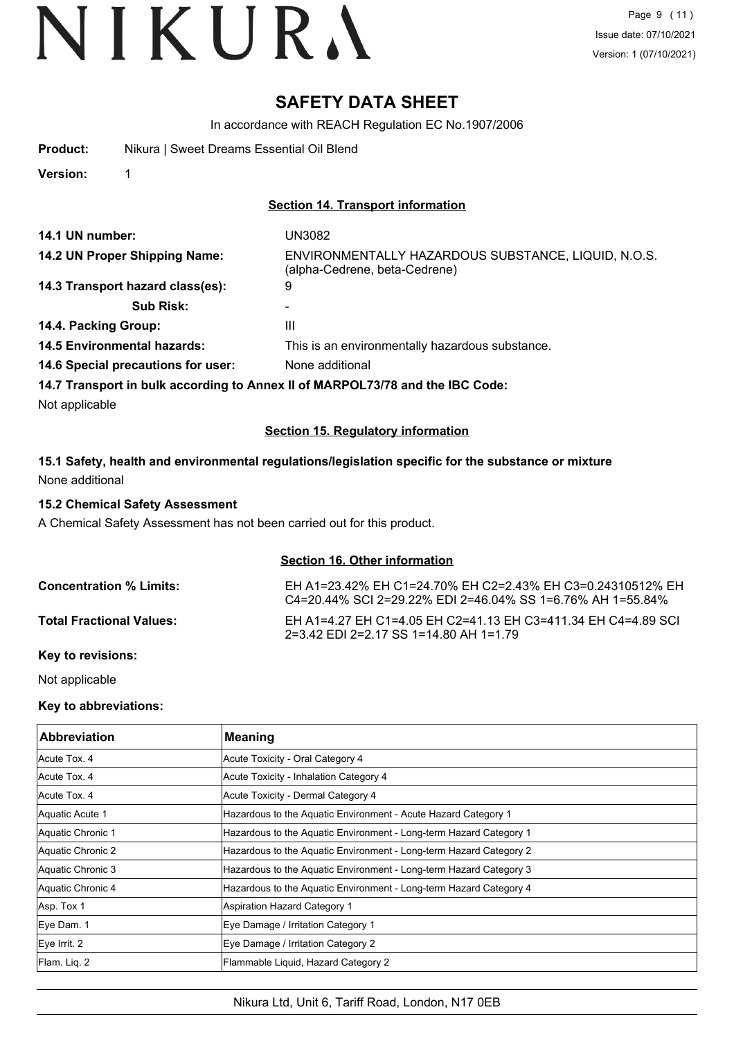# SAFETY DATA SHEET

In accordance with REACH Regulation EC No.1907/2006

**Product:** Nikura | Sweet Dreams Essential Oil Blend

**Version:** 1

## Section 14. Transport information

**14.1 UN number:** UN3082

**14.2 UN Proper Shipping Name:** ENVIRONMENTALLY HAZARDOUS SUBSTANCE, LIQUID, N.O.S. (alpha-Cedrene, beta-Cedrene)

**14.3 Transport hazard class(es):** 9

**Sub Risk:** -

**14.4. Packing Group:** III

**14.5 Environmental hazards:** This is an environmentally hazardous substance.

**14.6 Special precautions for user:** None additional

**14.7 Transport in bulk according to Annex II of MARPOL73/78 and the IBC Code:**

Not applicable

## Section 15. Regulatory information

### 15.1 Safety, health and environmental regulations/legislation specific for the substance or mixture

None additional

### 15.2 Chemical Safety Assessment

A Chemical Safety Assessment has not been carried out for this product.

## Section 16. Other information

**Concentration % Limits:** EH A1=23.42% EH C1=24.70% EH C2=2.43% EH C3=0.24310512% EH C4=20.44% SCI 2=29.22% EDI 2=46.04% SS 1=6.76% AH 1=55.84%

**Total Fractional Values:** EH A1=4.27 EH C1=4.05 EH C2=41.13 EH C3=411.34 EH C4=4.89 SCI 2=3.42 EDI 2=2.17 SS 1=14.80 AH 1=1.79

**Key to revisions:**

Not applicable

**Key to abbreviations:**

| Abbreviation | Meaning |
|---|---|
| Acute Tox. 4 | Acute Toxicity - Oral Category 4 |
| Acute Tox. 4 | Acute Toxicity - Inhalation Category 4 |
| Acute Tox. 4 | Acute Toxicity - Dermal Category 4 |
| Aquatic Acute 1 | Hazardous to the Aquatic Environment - Acute Hazard Category 1 |
| Aquatic Chronic 1 | Hazardous to the Aquatic Environment - Long-term Hazard Category 1 |
| Aquatic Chronic 2 | Hazardous to the Aquatic Environment - Long-term Hazard Category 2 |
| Aquatic Chronic 3 | Hazardous to the Aquatic Environment - Long-term Hazard Category 3 |
| Aquatic Chronic 4 | Hazardous to the Aquatic Environment - Long-term Hazard Category 4 |
| Asp. Tox 1 | Aspiration Hazard Category 1 |
| Eye Dam. 1 | Eye Damage / Irritation Category 1 |
| Eye Irrit. 2 | Eye Damage / Irritation Category 2 |
| Flam. Liq. 2 | Flammable Liquid, Hazard Category 2 |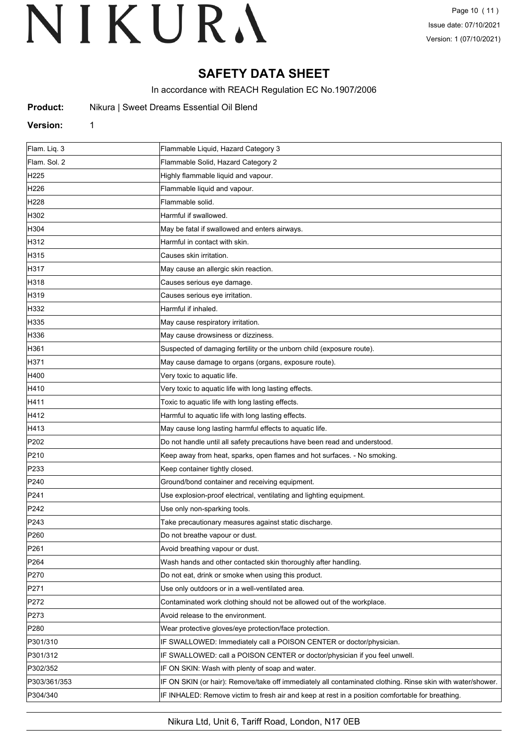# SAFETY DATA SHEET

In accordance with REACH Regulation EC No.1907/2006

**Product:** Nikura | Sweet Dreams Essential Oil Blend

**Version:** 1

| | |
|---|---|
| Flam. Liq. 3 | Flammable Liquid, Hazard Category 3 |
| Flam. Sol. 2 | Flammable Solid, Hazard Category 2 |
| H225 | Highly flammable liquid and vapour. |
| H226 | Flammable liquid and vapour. |
| H228 | Flammable solid. |
| H302 | Harmful if swallowed. |
| H304 | May be fatal if swallowed and enters airways. |
| H312 | Harmful in contact with skin. |
| H315 | Causes skin irritation. |
| H317 | May cause an allergic skin reaction. |
| H318 | Causes serious eye damage. |
| H319 | Causes serious eye irritation. |
| H332 | Harmful if inhaled. |
| H335 | May cause respiratory irritation. |
| H336 | May cause drowsiness or dizziness. |
| H361 | Suspected of damaging fertility or the unborn child (exposure route). |
| H371 | May cause damage to organs (organs, exposure route). |
| H400 | Very toxic to aquatic life. |
| H410 | Very toxic to aquatic life with long lasting effects. |
| H411 | Toxic to aquatic life with long lasting effects. |
| H412 | Harmful to aquatic life with long lasting effects. |
| H413 | May cause long lasting harmful effects to aquatic life. |
| P202 | Do not handle until all safety precautions have been read and understood. |
| P210 | Keep away from heat, sparks, open flames and hot surfaces. - No smoking. |
| P233 | Keep container tightly closed. |
| P240 | Ground/bond container and receiving equipment. |
| P241 | Use explosion-proof electrical, ventilating and lighting equipment. |
| P242 | Use only non-sparking tools. |
| P243 | Take precautionary measures against static discharge. |
| P260 | Do not breathe vapour or dust. |
| P261 | Avoid breathing vapour or dust. |
| P264 | Wash hands and other contacted skin thoroughly after handling. |
| P270 | Do not eat, drink or smoke when using this product. |
| P271 | Use only outdoors or in a well-ventilated area. |
| P272 | Contaminated work clothing should not be allowed out of the workplace. |
| P273 | Avoid release to the environment. |
| P280 | Wear protective gloves/eye protection/face protection. |
| P301/310 | IF SWALLOWED: Immediately call a POISON CENTER or doctor/physician. |
| P301/312 | IF SWALLOWED: call a POISON CENTER or doctor/physician if you feel unwell. |
| P302/352 | IF ON SKIN: Wash with plenty of soap and water. |
| P303/361/353 | IF ON SKIN (or hair): Remove/take off immediately all contaminated clothing. Rinse skin with water/shower. |
| P304/340 | IF INHALED: Remove victim to fresh air and keep at rest in a position comfortable for breathing. |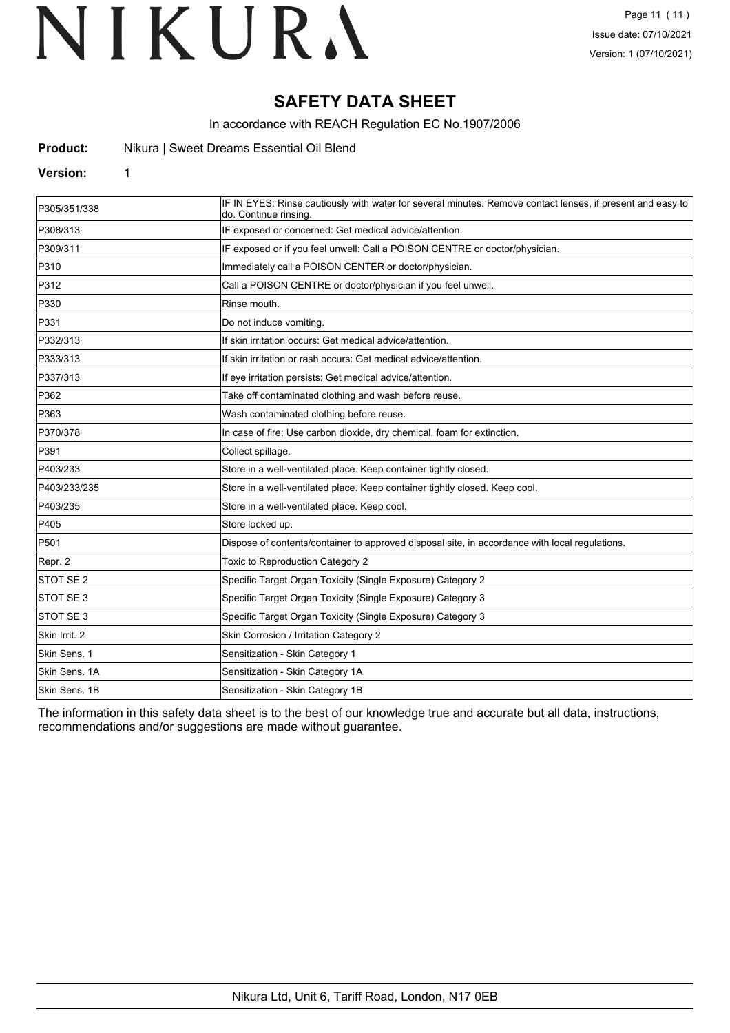# SAFETY DATA SHEET

In accordance with REACH Regulation EC No.1907/2006

**Product:** Nikura | Sweet Dreams Essential Oil Blend

**Version:** 1

| | |
|---|---|
| P305/351/338 | IF IN EYES: Rinse cautiously with water for several minutes. Remove contact lenses, if present and easy to do. Continue rinsing. |
| P308/313 | IF exposed or concerned: Get medical advice/attention. |
| P309/311 | IF exposed or if you feel unwell: Call a POISON CENTRE or doctor/physician. |
| P310 | Immediately call a POISON CENTER or doctor/physician. |
| P312 | Call a POISON CENTRE or doctor/physician if you feel unwell. |
| P330 | Rinse mouth. |
| P331 | Do not induce vomiting. |
| P332/313 | If skin irritation occurs: Get medical advice/attention. |
| P333/313 | If skin irritation or rash occurs: Get medical advice/attention. |
| P337/313 | If eye irritation persists: Get medical advice/attention. |
| P362 | Take off contaminated clothing and wash before reuse. |
| P363 | Wash contaminated clothing before reuse. |
| P370/378 | In case of fire: Use carbon dioxide, dry chemical, foam for extinction. |
| P391 | Collect spillage. |
| P403/233 | Store in a well-ventilated place. Keep container tightly closed. |
| P403/233/235 | Store in a well-ventilated place. Keep container tightly closed. Keep cool. |
| P403/235 | Store in a well-ventilated place. Keep cool. |
| P405 | Store locked up. |
| P501 | Dispose of contents/container to approved disposal site, in accordance with local regulations. |
| Repr. 2 | Toxic to Reproduction Category 2 |
| STOT SE 2 | Specific Target Organ Toxicity (Single Exposure) Category 2 |
| STOT SE 3 | Specific Target Organ Toxicity (Single Exposure) Category 3 |
| STOT SE 3 | Specific Target Organ Toxicity (Single Exposure) Category 3 |
| Skin Irrit. 2 | Skin Corrosion / Irritation Category 2 |
| Skin Sens. 1 | Sensitization - Skin Category 1 |
| Skin Sens. 1A | Sensitization - Skin Category 1A |
| Skin Sens. 1B | Sensitization - Skin Category 1B |

The information in this safety data sheet is to the best of our knowledge true and accurate but all data, instructions, recommendations and/or suggestions are made without guarantee.